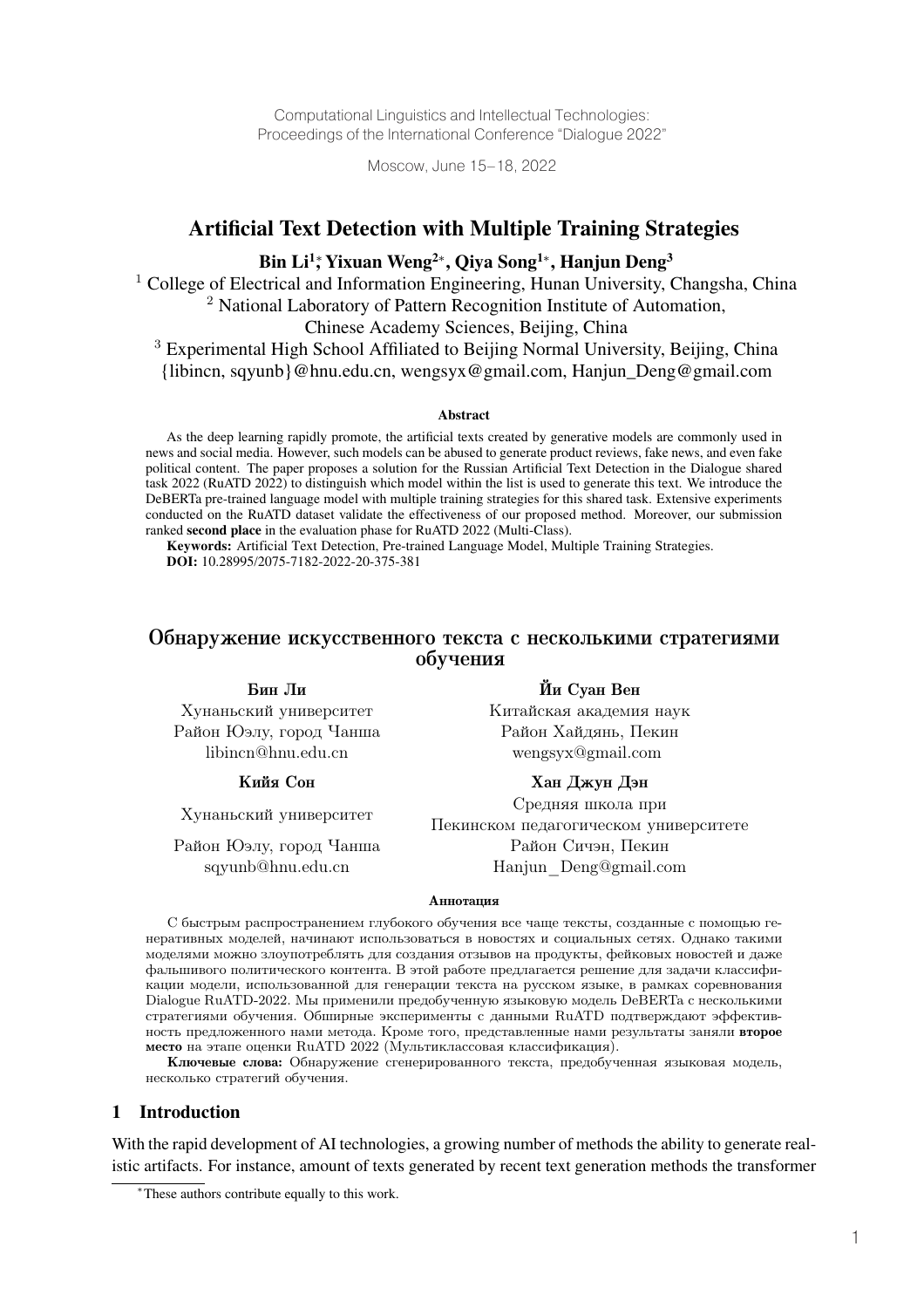Computational Linguistics and Intellectual Technologies:
Proceedings of the International Conference "Dialogue 2022"

Moscow, June 15–18, 2022

# Artificial Text Detection with Multiple Training Strategies

**Bin Li[1]\*, Yixuan Weng[2]\*, Qiya Song[1]\*, Hanjun Deng[3]**

[1] College of Electrical and Information Engineering, Hunan University, Changsha, China
[2] National Laboratory of Pattern Recognition Institute of Automation, Chinese Academy Sciences, Beijing, China
[3] Experimental High School Affiliated to Beijing Normal University, Beijing, China
{libincn, sqyunb}@hnu.edu.cn, wengsyx@gmail.com, Hanjun_Deng@gmail.com

### Abstract

As the deep learning rapidly promote, the artificial texts created by generative models are commonly used in news and social media. However, such models can be abused to generate product reviews, fake news, and even fake political content. The paper proposes a solution for the Russian Artificial Text Detection in the Dialogue shared task 2022 (RuATD 2022) to distinguish which model within the list is used to generate this text. We introduce the DeBERTa pre-trained language model with multiple training strategies for this shared task. Extensive experiments conducted on the RuATD dataset validate the effectiveness of our proposed method. Moreover, our submission ranked **second place** in the evaluation phase for RuATD 2022 (Multi-Class).

**Keywords:** Artificial Text Detection, Pre-trained Language Model, Multiple Training Strategies.
**DOI:** 10.28995/2075-7182-2022-20-375-381

# Обнаружение искусственного текста с несколькими стратегиями обучения

**Бин Ли**
Хунаньский университет
Район Юэлу, город Чанша
libincn@hnu.edu.cn

**Йи Суан Вен**
Китайская академия наук
Район Хайдянь, Пекин
wengsyx@gmail.com

**Кийя Сон**
Хунаньский университет
Район Юэлу, город Чанша
sqyunb@hnu.edu.cn

**Хан Джун Дэн**
Средняя школа при Пекинском педагогическом университете
Район Сичэн, Пекин
Hanjun_Deng@gmail.com

### Аннотация

С быстрым распространением глубокого обучения все чаще тексты, созданные с помощью генеративных моделей, начинают использоваться в новостях и социальных сетях. Однако такими моделями можно злоупотреблять для создания отзывов на продукты, фейковых новостей и даже фальшивого политического контента. В этой работе предлагается решение для задачи классификации модели, использованной для генерации текста на русском языке, в рамках соревнования Dialogue RuATD-2022. Мы применили предобученную языковую модель DeBERTa с несколькими стратегиями обучения. Обширные эксперименты с данными RuATD подтверждают эффективность предложенного нами метода. Кроме того, представленные нами результаты заняли **второе место** на этапе оценки RuATD 2022 (Мультиклассовая классификация).

**Ключевые слова:** Обнаружение сгенерированного текста, предобученная языковая модель, несколько стратегий обучения.

## 1 Introduction

With the rapid development of AI technologies, a growing number of methods the ability to generate realistic artifacts. For instance, amount of texts generated by recent text generation methods the transformer

\*These authors contribute equally to this work.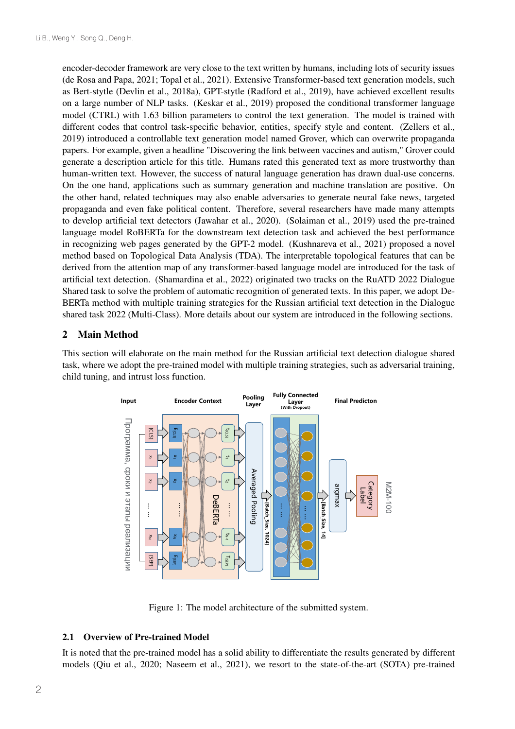encoder-decoder framework are very close to the text written by humans, including lots of security issues (de Rosa and Papa, 2021; Topal et al., 2021). Extensive Transformer-based text generation models, such as Bert-stytle (Devlin et al., 2018a), GPT-stytle (Radford et al., 2019), have achieved excellent results on a large number of NLP tasks. (Keskar et al., 2019) proposed the conditional transformer language model (CTRL) with 1.63 billion parameters to control the text generation. The model is trained with different codes that control task-specific behavior, entities, specify style and content. (Zellers et al., 2019) introduced a controllable text generation model named Grover, which can overwrite propaganda papers. For example, given a headline "Discovering the link between vaccines and autism," Grover could generate a description article for this title. Humans rated this generated text as more trustworthy than human-written text. However, the success of natural language generation has drawn dual-use concerns. On the one hand, applications such as summary generation and machine translation are positive. On the other hand, related techniques may also enable adversaries to generate neural fake news, targeted propaganda and even fake political content. Therefore, several researchers have made many attempts to develop artificial text detectors (Jawahar et al., 2020). (Solaiman et al., 2019) used the pre-trained language model RoBERTa for the downstream text detection task and achieved the best performance in recognizing web pages generated by the GPT-2 model. (Kushnareva et al., 2021) proposed a novel method based on Topological Data Analysis (TDA). The interpretable topological features that can be derived from the attention map of any transformer-based language model are introduced for the task of artificial text detection. (Shamardina et al., 2022) originated two tracks on the RuATD 2022 Dialogue Shared task to solve the problem of automatic recognition of generated texts. In this paper, we adopt DeBERTa method with multiple training strategies for the Russian artificial text detection in the Dialogue shared task 2022 (Multi-Class). More details about our system are introduced in the following sections.

## 2 Main Method

This section will elaborate on the main method for the Russian artificial text detection dialogue shared task, where we adopt the pre-trained model with multiple training strategies, such as adversarial training, child tuning, and intrust loss function.

Input
Encoder Context
Pooling Layer
Fully Connected Layer (With Dropout)
Final Predicton
Программа, сроки и этапы реализации
[CLS]
$x_1$
$x_2$
...
$x_N$
[SEP]
$E_{[CLS]}$
$x_1$
$x_2$
...
$x_N$
$E_{[SEP]}$
DeBERTa
$t_{[CLS]}$
$t_1$
$t_2$
...
$t_{N-1}$
$T_{[SEP]}$
Averaged Pooling
[Batch_Size, 1024]
[Batch_Size, 14]
argmax
Category Label
M2M-100

Figure 1: The model architecture of the submitted system.

### 2.1 Overview of Pre-trained Model

It is noted that the pre-trained model has a solid ability to differentiate the results generated by different models (Qiu et al., 2020; Naseem et al., 2021), we resort to the state-of-the-art (SOTA) pre-trained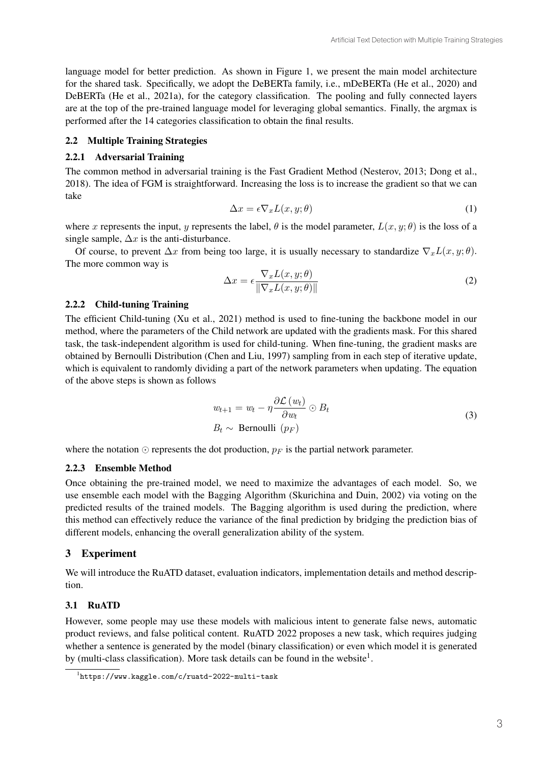language model for better prediction. As shown in Figure 1, we present the main model architecture for the shared task. Specifically, we adopt the DeBERTa family, i.e., mDeBERTa (He et al., 2020) and DeBERTa (He et al., 2021a), for the category classification. The pooling and fully connected layers are at the top of the pre-trained language model for leveraging global semantics. Finally, the argmax is performed after the 14 categories classification to obtain the final results.

## 2.2 Multiple Training Strategies

### 2.2.1 Adversarial Training

The common method in adversarial training is the Fast Gradient Method (Nesterov, 2013; Dong et al., 2018). The idea of FGM is straightforward. Increasing the loss is to increase the gradient so that we can take

$$\Delta x = \epsilon \nabla_x L(x, y; \theta) \tag{1}$$

where $x$ represents the input, $y$ represents the label, $\theta$ is the model parameter, $L(x, y; \theta)$ is the loss of a single sample, $\Delta x$ is the anti-disturbance.

Of course, to prevent $\Delta x$ from being too large, it is usually necessary to standardize $\nabla_x L(x, y; \theta)$. The more common way is

$$\Delta x = \epsilon \frac{\nabla_x L(x, y; \theta)}{\|\nabla_x L(x, y; \theta)\|} \tag{2}$$

### 2.2.2 Child-tuning Training

The efficient Child-tuning (Xu et al., 2021) method is used to fine-tuning the backbone model in our method, where the parameters of the Child network are updated with the gradients mask. For this shared task, the task-independent algorithm is used for child-tuning. When fine-tuning, the gradient masks are obtained by Bernoulli Distribution (Chen and Liu, 1997) sampling from in each step of iterative update, which is equivalent to randomly dividing a part of the network parameters when updating. The equation of the above steps is shown as follows

$$\begin{aligned} w_{t+1} &= w_t - \eta \frac{\partial \mathcal{L}(w_t)}{\partial w_t} \odot B_t \\ B_t &\sim \text{ Bernoulli } (p_F) \end{aligned} \tag{3}$$

where the notation $\odot$ represents the dot production, $p_F$ is the partial network parameter.

### 2.2.3 Ensemble Method

Once obtaining the pre-trained model, we need to maximize the advantages of each model. So, we use ensemble each model with the Bagging Algorithm (Skurichina and Duin, 2002) via voting on the predicted results of the trained models. The Bagging algorithm is used during the prediction, where this method can effectively reduce the variance of the final prediction by bridging the prediction bias of different models, enhancing the overall generalization ability of the system.

# 3 Experiment

We will introduce the RuATD dataset, evaluation indicators, implementation details and method description.

## 3.1 RuATD

However, some people may use these models with malicious intent to generate false news, automatic product reviews, and false political content. RuATD 2022 proposes a new task, which requires judging whether a sentence is generated by the model (binary classification) or even which model it is generated by (multi-class classification). More task details can be found in the website[1].

[1] https://www.kaggle.com/c/ruatd-2022-multi-task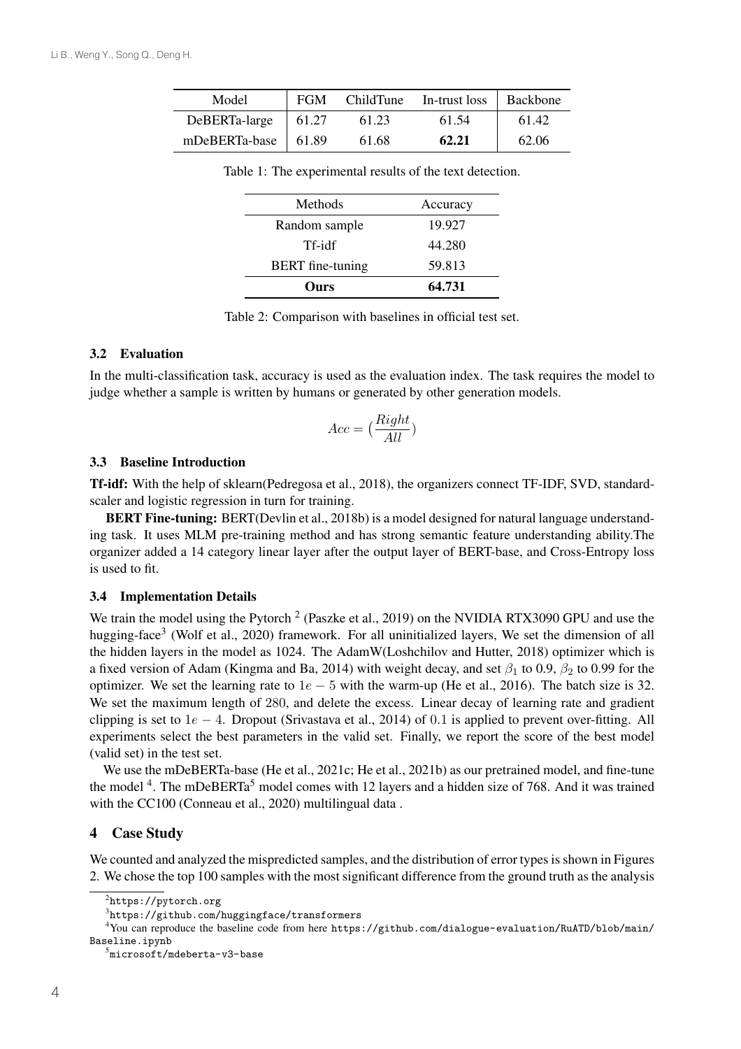| Model | FGM | ChildTune | In-trust loss | Backbone |
| --- | --- | --- | --- | --- |
| DeBERTa-large | 61.27 | 61.23 | 61.54 | 61.42 |
| mDeBERTa-base | 61.89 | 61.68 | **62.21** | 62.06 |

Table 1: The experimental results of the text detection.

| Methods | Accuracy |
| --- | --- |
| Random sample | 19.927 |
| Tf-idf | 44.280 |
| BERT fine-tuning | 59.813 |
| **Ours** | **64.731** |

Table 2: Comparison with baselines in official test set.

### 3.2 Evaluation

In the multi-classification task, accuracy is used as the evaluation index. The task requires the model to judge whether a sample is written by humans or generated by other generation models.

$$Acc = (\frac{Right}{All})$$

### 3.3 Baseline Introduction

**Tf-idf:** With the help of sklearn(Pedregosa et al., 2018), the organizers connect TF-IDF, SVD, standard-scaler and logistic regression in turn for training.

**BERT Fine-tuning:** BERT(Devlin et al., 2018b) is a model designed for natural language understanding task. It uses MLM pre-training method and has strong semantic feature understanding ability.The organizer added a 14 category linear layer after the output layer of BERT-base, and Cross-Entropy loss is used to fit.

### 3.4 Implementation Details

We train the model using the Pytorch [2] (Paszke et al., 2019) on the NVIDIA RTX3090 GPU and use the hugging-face[3] (Wolf et al., 2020) framework. For all uninitialized layers, We set the dimension of all the hidden layers in the model as 1024. The AdamW(Loshchilov and Hutter, 2018) optimizer which is a fixed version of Adam (Kingma and Ba, 2014) with weight decay, and set $\beta_1$ to 0.9, $\beta_2$ to 0.99 for the optimizer. We set the learning rate to $1e-5$ with the warm-up (He et al., 2016). The batch size is 32. We set the maximum length of $280$, and delete the excess. Linear decay of learning rate and gradient clipping is set to $1e-4$. Dropout (Srivastava et al., 2014) of $0.1$ is applied to prevent over-fitting. All experiments select the best parameters in the valid set. Finally, we report the score of the best model (valid set) in the test set.

We use the mDeBERTa-base (He et al., 2021c; He et al., 2021b) as our pretrained model, and fine-tune the model [4]. The mDeBERTa[5] model comes with 12 layers and a hidden size of 768. And it was trained with the CC100 (Conneau et al., 2020) multilingual data .

## 4 Case Study

We counted and analyzed the mispredicted samples, and the distribution of error types is shown in Figures 2. We chose the top 100 samples with the most significant difference from the ground truth as the analysis

[2] https://pytorch.org

[3] https://github.com/huggingface/transformers

[4] You can reproduce the baseline code from here https://github.com/dialogue-evaluation/RuATD/blob/main/Baseline.ipynb

[5] microsoft/mdeberta-v3-base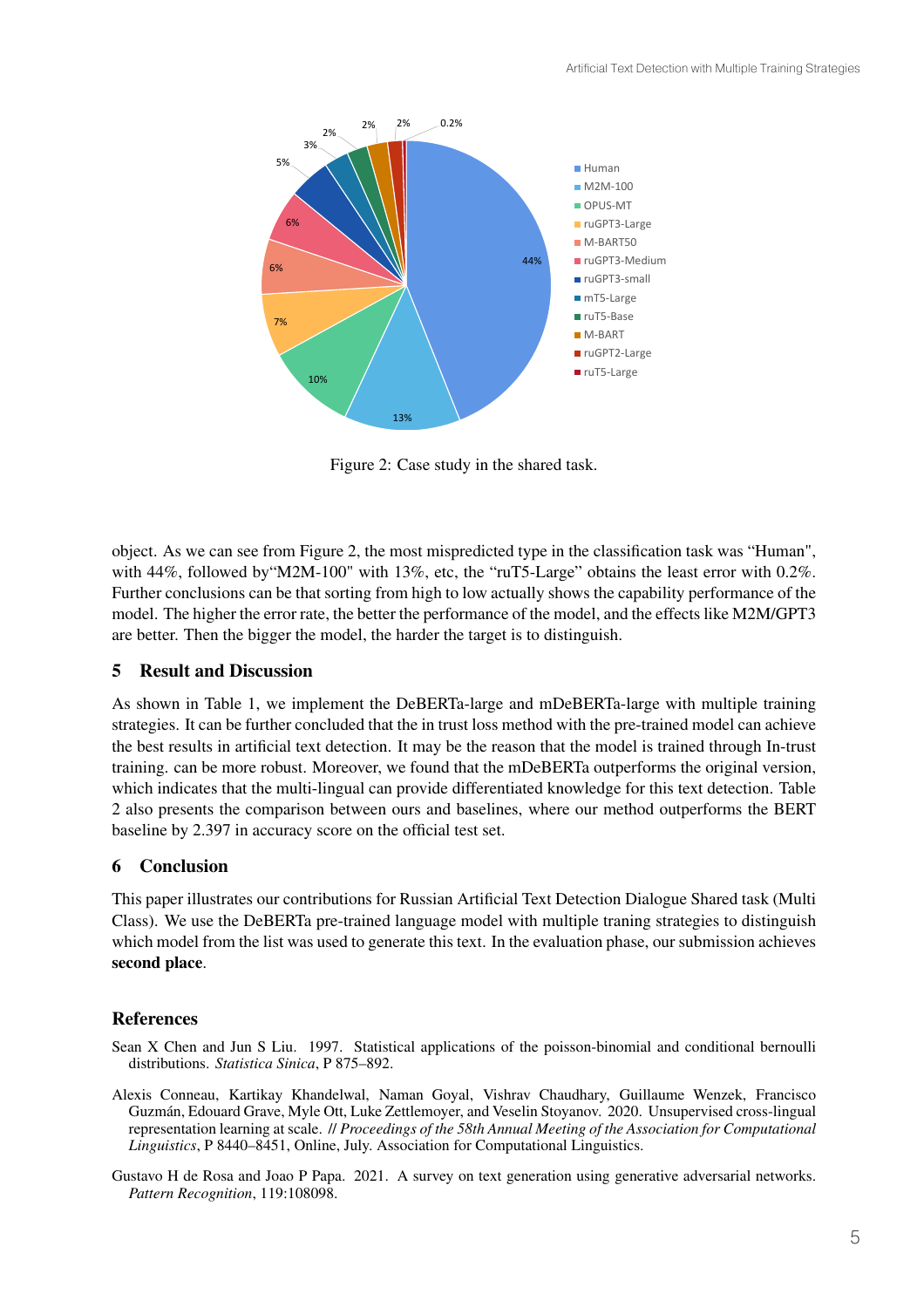2%

0.2%

2%

2%

3%

5%

6%

6%

7%

10%

13%

44%

Human
M2M-100
OPUS-MT
ruGPT3-Large
M-BART50
ruGPT3-Medium
ruGPT3-small
mT5-Large
ruT5-Base
M-BART
ruGPT2-Large
ruT5-Large

Figure 2: Case study in the shared task.

object. As we can see from Figure 2, the most mispredicted type in the classification task was "Human", with 44%, followed by"M2M-100" with 13%, etc, the "ruT5-Large" obtains the least error with 0.2%. Further conclusions can be that sorting from high to low actually shows the capability performance of the model. The higher the error rate, the better the performance of the model, and the effects like M2M/GPT3 are better. Then the bigger the model, the harder the target is to distinguish.

## 5 Result and Discussion

As shown in Table 1, we implement the DeBERTa-large and mDeBERTa-large with multiple training strategies. It can be further concluded that the in trust loss method with the pre-trained model can achieve the best results in artificial text detection. It may be the reason that the model is trained through In-trust training. can be more robust. Moreover, we found that the mDeBERTa outperforms the original version, which indicates that the multi-lingual can provide differentiated knowledge for this text detection. Table 2 also presents the comparison between ours and baselines, where our method outperforms the BERT baseline by 2.397 in accuracy score on the official test set.

## 6 Conclusion

This paper illustrates our contributions for Russian Artificial Text Detection Dialogue Shared task (Multi Class). We use the DeBERTa pre-trained language model with multiple traning strategies to distinguish which model from the list was used to generate this text. In the evaluation phase, our submission achieves **second place**.

## References

Sean X Chen and Jun S Liu. 1997. Statistical applications of the poisson-binomial and conditional bernoulli distributions. *Statistica Sinica*, P 875–892.

Alexis Conneau, Kartikay Khandelwal, Naman Goyal, Vishrav Chaudhary, Guillaume Wenzek, Francisco Guzmán, Edouard Grave, Myle Ott, Luke Zettlemoyer, and Veselin Stoyanov. 2020. Unsupervised cross-lingual representation learning at scale. // *Proceedings of the 58th Annual Meeting of the Association for Computational Linguistics*, P 8440–8451, Online, July. Association for Computational Linguistics.

Gustavo H de Rosa and Joao P Papa. 2021. A survey on text generation using generative adversarial networks. *Pattern Recognition*, 119:108098.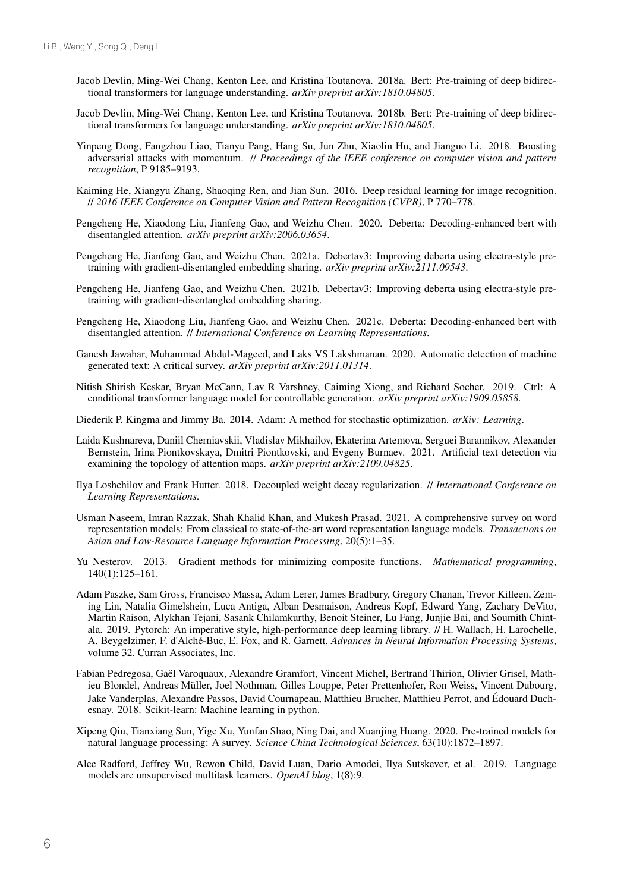Jacob Devlin, Ming-Wei Chang, Kenton Lee, and Kristina Toutanova. 2018a. Bert: Pre-training of deep bidirectional transformers for language understanding. *arXiv preprint arXiv:1810.04805*.

Jacob Devlin, Ming-Wei Chang, Kenton Lee, and Kristina Toutanova. 2018b. Bert: Pre-training of deep bidirectional transformers for language understanding. *arXiv preprint arXiv:1810.04805*.

Yinpeng Dong, Fangzhou Liao, Tianyu Pang, Hang Su, Jun Zhu, Xiaolin Hu, and Jianguo Li. 2018. Boosting adversarial attacks with momentum. // *Proceedings of the IEEE conference on computer vision and pattern recognition*, P 9185–9193.

Kaiming He, Xiangyu Zhang, Shaoqing Ren, and Jian Sun. 2016. Deep residual learning for image recognition. // *2016 IEEE Conference on Computer Vision and Pattern Recognition (CVPR)*, P 770–778.

Pengcheng He, Xiaodong Liu, Jianfeng Gao, and Weizhu Chen. 2020. Deberta: Decoding-enhanced bert with disentangled attention. *arXiv preprint arXiv:2006.03654*.

Pengcheng He, Jianfeng Gao, and Weizhu Chen. 2021a. Debertav3: Improving deberta using electra-style pre-training with gradient-disentangled embedding sharing. *arXiv preprint arXiv:2111.09543*.

Pengcheng He, Jianfeng Gao, and Weizhu Chen. 2021b. Debertav3: Improving deberta using electra-style pre-training with gradient-disentangled embedding sharing.

Pengcheng He, Xiaodong Liu, Jianfeng Gao, and Weizhu Chen. 2021c. Deberta: Decoding-enhanced bert with disentangled attention. // *International Conference on Learning Representations*.

Ganesh Jawahar, Muhammad Abdul-Mageed, and Laks VS Lakshmanan. 2020. Automatic detection of machine generated text: A critical survey. *arXiv preprint arXiv:2011.01314*.

Nitish Shirish Keskar, Bryan McCann, Lav R Varshney, Caiming Xiong, and Richard Socher. 2019. Ctrl: A conditional transformer language model for controllable generation. *arXiv preprint arXiv:1909.05858*.

Diederik P. Kingma and Jimmy Ba. 2014. Adam: A method for stochastic optimization. *arXiv: Learning*.

Laida Kushnareva, Daniil Cherniavskii, Vladislav Mikhailov, Ekaterina Artemova, Serguei Barannikov, Alexander Bernstein, Irina Piontkovskaya, Dmitri Piontkovski, and Evgeny Burnaev. 2021. Artificial text detection via examining the topology of attention maps. *arXiv preprint arXiv:2109.04825*.

Ilya Loshchilov and Frank Hutter. 2018. Decoupled weight decay regularization. // *International Conference on Learning Representations*.

Usman Naseem, Imran Razzak, Shah Khalid Khan, and Mukesh Prasad. 2021. A comprehensive survey on word representation models: From classical to state-of-the-art word representation language models. *Transactions on Asian and Low-Resource Language Information Processing*, 20(5):1–35.

Yu Nesterov. 2013. Gradient methods for minimizing composite functions. *Mathematical programming*, 140(1):125–161.

Adam Paszke, Sam Gross, Francisco Massa, Adam Lerer, James Bradbury, Gregory Chanan, Trevor Killeen, Zeming Lin, Natalia Gimelshein, Luca Antiga, Alban Desmaison, Andreas Kopf, Edward Yang, Zachary DeVito, Martin Raison, Alykhan Tejani, Sasank Chilamkurthy, Benoit Steiner, Lu Fang, Junjie Bai, and Soumith Chintala. 2019. Pytorch: An imperative style, high-performance deep learning library. // H. Wallach, H. Larochelle, A. Beygelzimer, F. d'Alché-Buc, E. Fox, and R. Garnett, *Advances in Neural Information Processing Systems*, volume 32. Curran Associates, Inc.

Fabian Pedregosa, Gaël Varoquaux, Alexandre Gramfort, Vincent Michel, Bertrand Thirion, Olivier Grisel, Mathieu Blondel, Andreas Müller, Joel Nothman, Gilles Louppe, Peter Prettenhofer, Ron Weiss, Vincent Dubourg, Jake Vanderplas, Alexandre Passos, David Cournapeau, Matthieu Brucher, Matthieu Perrot, and Édouard Duchesnay. 2018. Scikit-learn: Machine learning in python.

Xipeng Qiu, Tianxiang Sun, Yige Xu, Yunfan Shao, Ning Dai, and Xuanjing Huang. 2020. Pre-trained models for natural language processing: A survey. *Science China Technological Sciences*, 63(10):1872–1897.

Alec Radford, Jeffrey Wu, Rewon Child, David Luan, Dario Amodei, Ilya Sutskever, et al. 2019. Language models are unsupervised multitask learners. *OpenAI blog*, 1(8):9.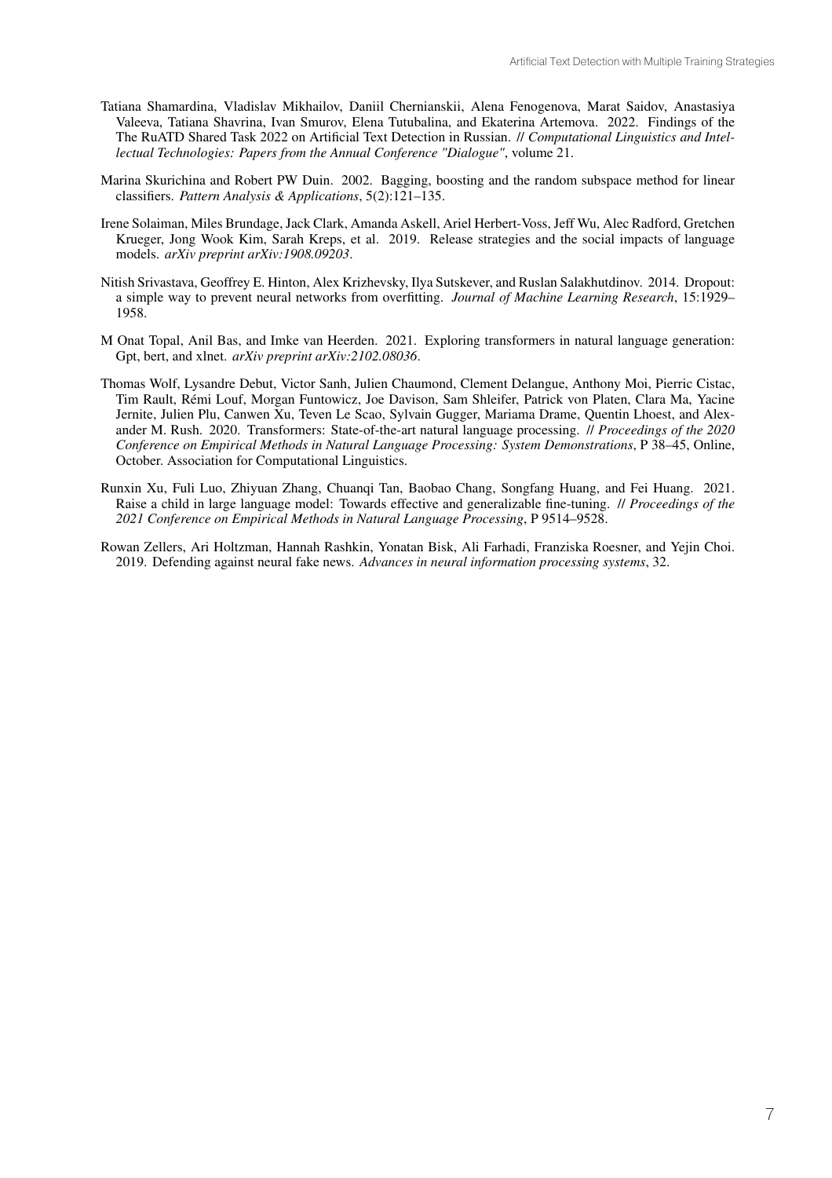Tatiana Shamardina, Vladislav Mikhailov, Daniil Chernianskii, Alena Fenogenova, Marat Saidov, Anastasiya Valeeva, Tatiana Shavrina, Ivan Smurov, Elena Tutubalina, and Ekaterina Artemova. 2022. Findings of the The RuATD Shared Task 2022 on Artificial Text Detection in Russian. // *Computational Linguistics and Intellectual Technologies: Papers from the Annual Conference "Dialogue"*, volume 21.

Marina Skurichina and Robert PW Duin. 2002. Bagging, boosting and the random subspace method for linear classifiers. *Pattern Analysis & Applications*, 5(2):121–135.

Irene Solaiman, Miles Brundage, Jack Clark, Amanda Askell, Ariel Herbert-Voss, Jeff Wu, Alec Radford, Gretchen Krueger, Jong Wook Kim, Sarah Kreps, et al. 2019. Release strategies and the social impacts of language models. *arXiv preprint arXiv:1908.09203*.

Nitish Srivastava, Geoffrey E. Hinton, Alex Krizhevsky, Ilya Sutskever, and Ruslan Salakhutdinov. 2014. Dropout: a simple way to prevent neural networks from overfitting. *Journal of Machine Learning Research*, 15:1929–1958.

M Onat Topal, Anil Bas, and Imke van Heerden. 2021. Exploring transformers in natural language generation: Gpt, bert, and xlnet. *arXiv preprint arXiv:2102.08036*.

Thomas Wolf, Lysandre Debut, Victor Sanh, Julien Chaumond, Clement Delangue, Anthony Moi, Pierric Cistac, Tim Rault, Rémi Louf, Morgan Funtowicz, Joe Davison, Sam Shleifer, Patrick von Platen, Clara Ma, Yacine Jernite, Julien Plu, Canwen Xu, Teven Le Scao, Sylvain Gugger, Mariama Drame, Quentin Lhoest, and Alexander M. Rush. 2020. Transformers: State-of-the-art natural language processing. // *Proceedings of the 2020 Conference on Empirical Methods in Natural Language Processing: System Demonstrations*, P 38–45, Online, October. Association for Computational Linguistics.

Runxin Xu, Fuli Luo, Zhiyuan Zhang, Chuanqi Tan, Baobao Chang, Songfang Huang, and Fei Huang. 2021. Raise a child in large language model: Towards effective and generalizable fine-tuning. // *Proceedings of the 2021 Conference on Empirical Methods in Natural Language Processing*, P 9514–9528.

Rowan Zellers, Ari Holtzman, Hannah Rashkin, Yonatan Bisk, Ali Farhadi, Franziska Roesner, and Yejin Choi. 2019. Defending against neural fake news. *Advances in neural information processing systems*, 32.